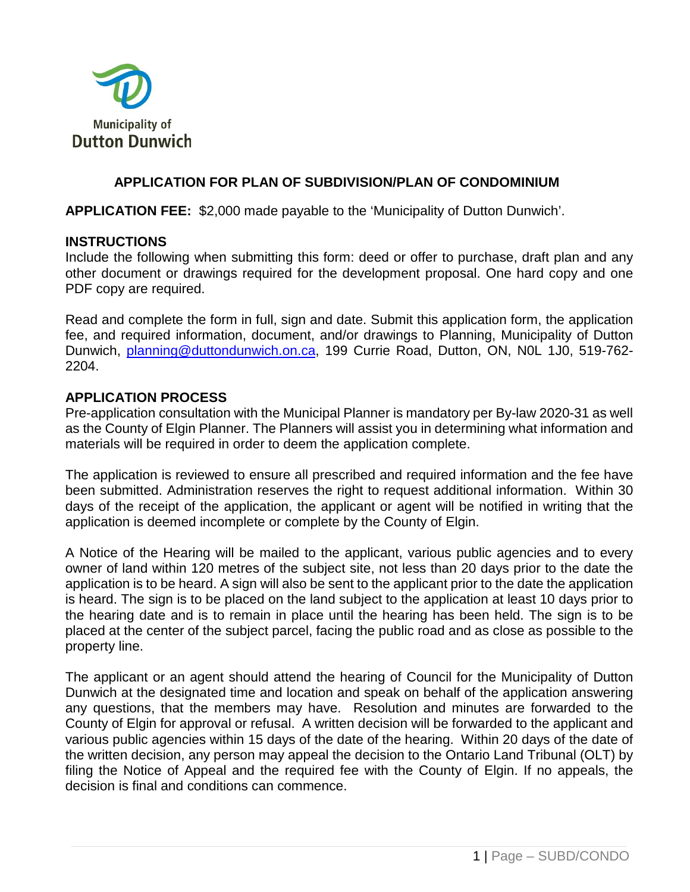Municipality of
Dutton Dunwich

# APPLICATION FOR PLAN OF SUBDIVISION/PLAN OF CONDOMINIUM

**APPLICATION FEE:** $2,000 made payable to the 'Municipality of Dutton Dunwich'.

## INSTRUCTIONS

Include the following when submitting this form: deed or offer to purchase, draft plan and any other document or drawings required for the development proposal. One hard copy and one PDF copy are required.

Read and complete the form in full, sign and date. Submit this application form, the application fee, and required information, document, and/or drawings to Planning, Municipality of Dutton Dunwich, planning@duttondunwich.on.ca, 199 Currie Road, Dutton, ON, N0L 1J0, 519-762-2204.

## APPLICATION PROCESS

Pre-application consultation with the Municipal Planner is mandatory per By-law 2020-31 as well as the County of Elgin Planner. The Planners will assist you in determining what information and materials will be required in order to deem the application complete.

The application is reviewed to ensure all prescribed and required information and the fee have been submitted. Administration reserves the right to request additional information. Within 30 days of the receipt of the application, the applicant or agent will be notified in writing that the application is deemed incomplete or complete by the County of Elgin.

A Notice of the Hearing will be mailed to the applicant, various public agencies and to every owner of land within 120 metres of the subject site, not less than 20 days prior to the date the application is to be heard. A sign will also be sent to the applicant prior to the date the application is heard. The sign is to be placed on the land subject to the application at least 10 days prior to the hearing date and is to remain in place until the hearing has been held. The sign is to be placed at the center of the subject parcel, facing the public road and as close as possible to the property line.

The applicant or an agent should attend the hearing of Council for the Municipality of Dutton Dunwich at the designated time and location and speak on behalf of the application answering any questions, that the members may have. Resolution and minutes are forwarded to the County of Elgin for approval or refusal. A written decision will be forwarded to the applicant and various public agencies within 15 days of the date of the hearing. Within 20 days of the date of the written decision, any person may appeal the decision to the Ontario Land Tribunal (OLT) by filing the Notice of Appeal and the required fee with the County of Elgin. If no appeals, the decision is final and conditions can commence.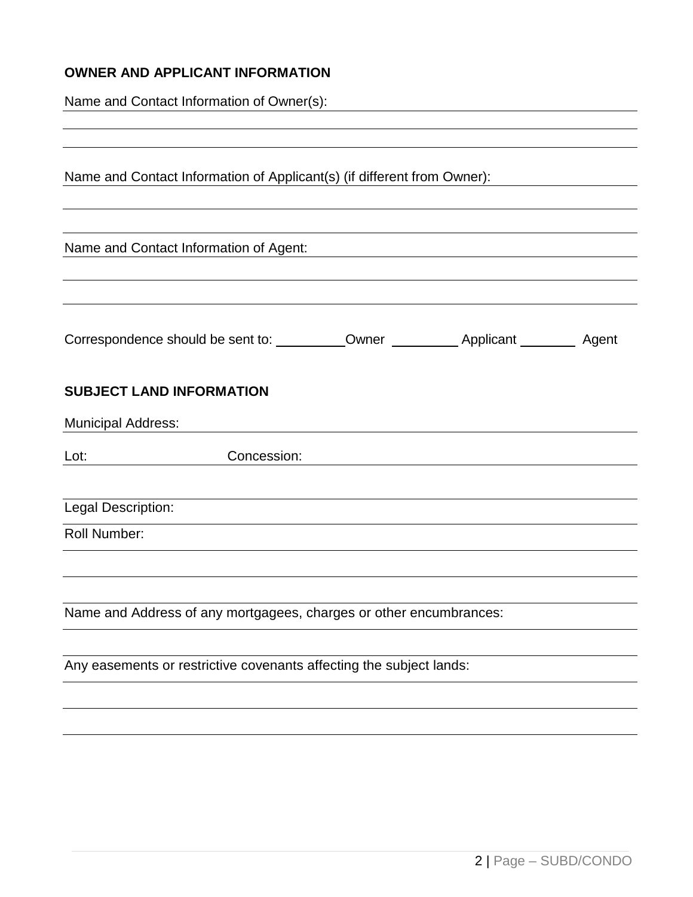## OWNER AND APPLICANT INFORMATION

Name and Contact Information of Owner(s): ____________________

____________________

____________________

Name and Contact Information of Applicant(s) (if different from Owner): ____________________

____________________

____________________

Name and Contact Information of Agent: ____________________

____________________

____________________

Correspondence should be sent to: ________ Owner ________ Applicant ________ Agent

## SUBJECT LAND INFORMATION

Municipal Address: ____________________

Lot: ____________ Concession: ____________________

____________________

Legal Description: ____________________

Roll Number: ____________________

____________________

____________________

Name and Address of any mortgagees, charges or other encumbrances:

____________________

____________________

Any easements or restrictive covenants affecting the subject lands:

____________________

____________________

____________________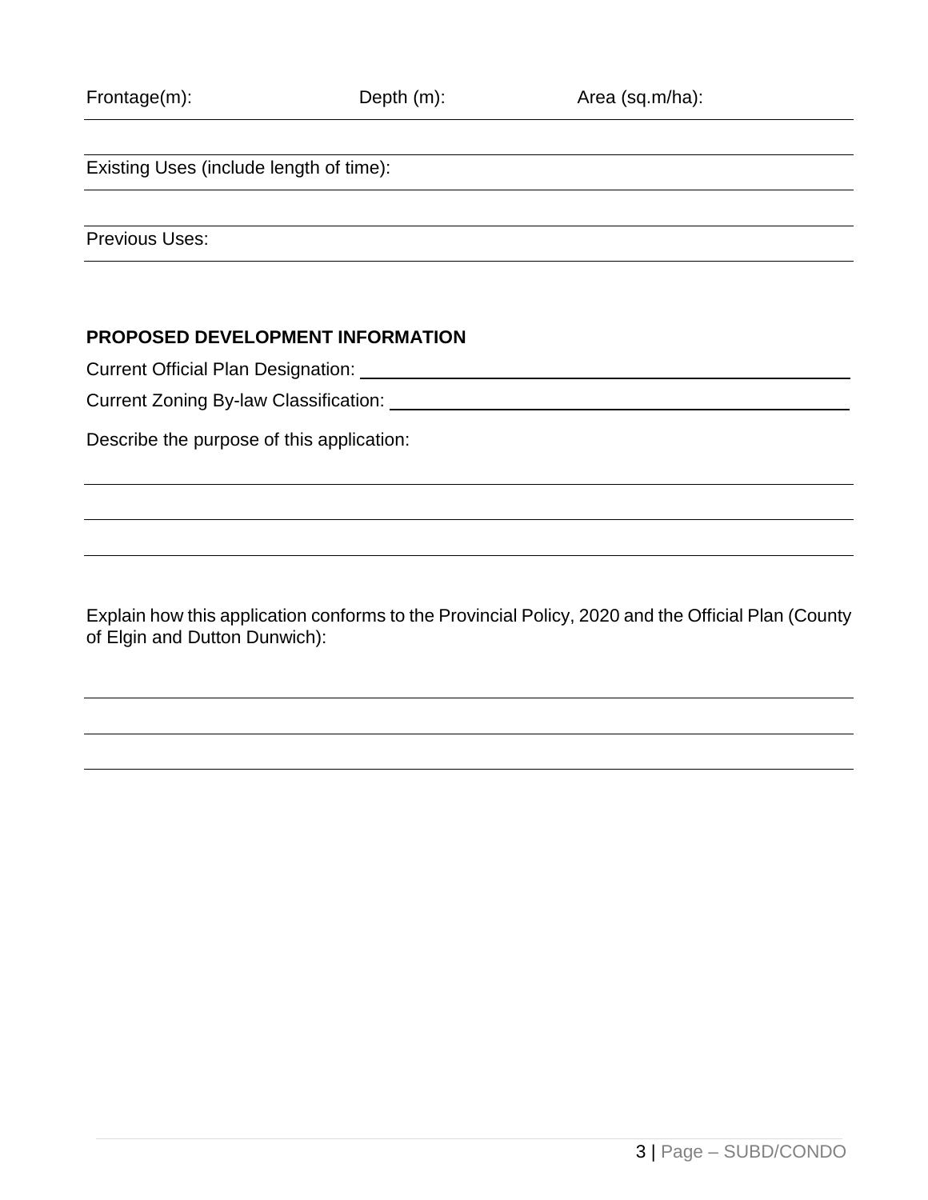Frontage(m): Depth (m): Area (sq.m/ha):

Existing Uses (include length of time):

Previous Uses:

**PROPOSED DEVELOPMENT INFORMATION**

Current Official Plan Designation: ______________________________

Current Zoning By-law Classification: ______________________________

Describe the purpose of this application:

Explain how this application conforms to the Provincial Policy, 2020 and the Official Plan (County of Elgin and Dutton Dunwich):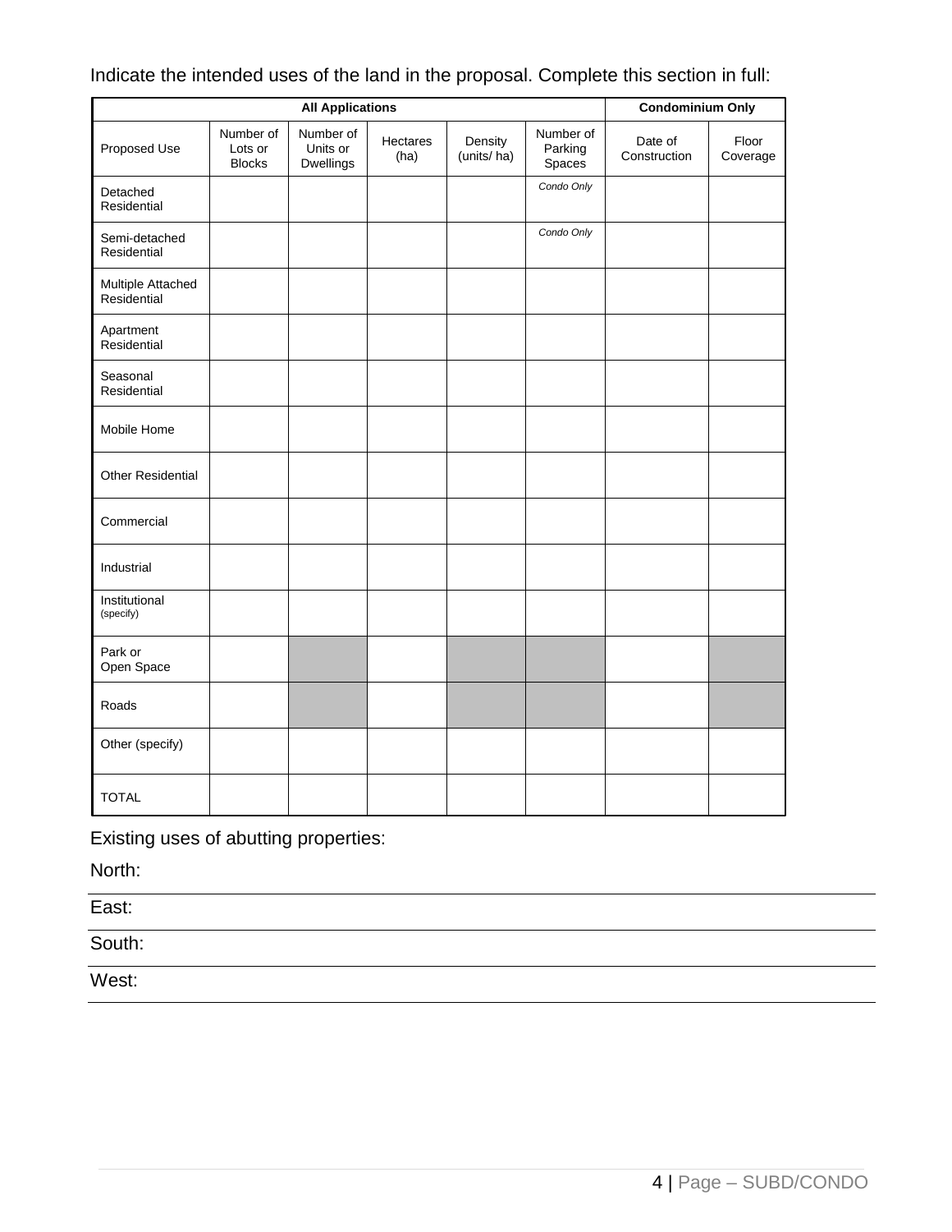Indicate the intended uses of the land in the proposal. Complete this section in full:

| All Applications | | | | | | Condominium Only | |
|---|---|---|---|---|---|---|---|
| Proposed Use | Number of Lots or Blocks | Number of Units or Dwellings | Hectares (ha) | Density (units/ ha) | Number of Parking Spaces | Date of Construction | Floor Coverage |
| Detached Residential | | | | | *Condo Only* | | |
| Semi-detached Residential | | | | | *Condo Only* | | |
| Multiple Attached Residential | | | | | | | |
| Apartment Residential | | | | | | | |
| Seasonal Residential | | | | | | | |
| Mobile Home | | | | | | | |
| Other Residential | | | | | | | |
| Commercial | | | | | | | |
| Industrial | | | | | | | |
| Institutional (specify) | | | | | | | |
| Park or Open Space | | | | | | | |
| Roads | | | | | | | |
| Other (specify) | | | | | | | |
| TOTAL | | | | | | | |

Existing uses of abutting properties:

North: \_\_\_\_\_\_\_\_\_\_\_\_\_\_\_\_\_\_\_\_

East: \_\_\_\_\_\_\_\_\_\_\_\_\_\_\_\_\_\_\_\_

South: \_\_\_\_\_\_\_\_\_\_\_\_\_\_\_\_\_\_\_\_

West: \_\_\_\_\_\_\_\_\_\_\_\_\_\_\_\_\_\_\_\_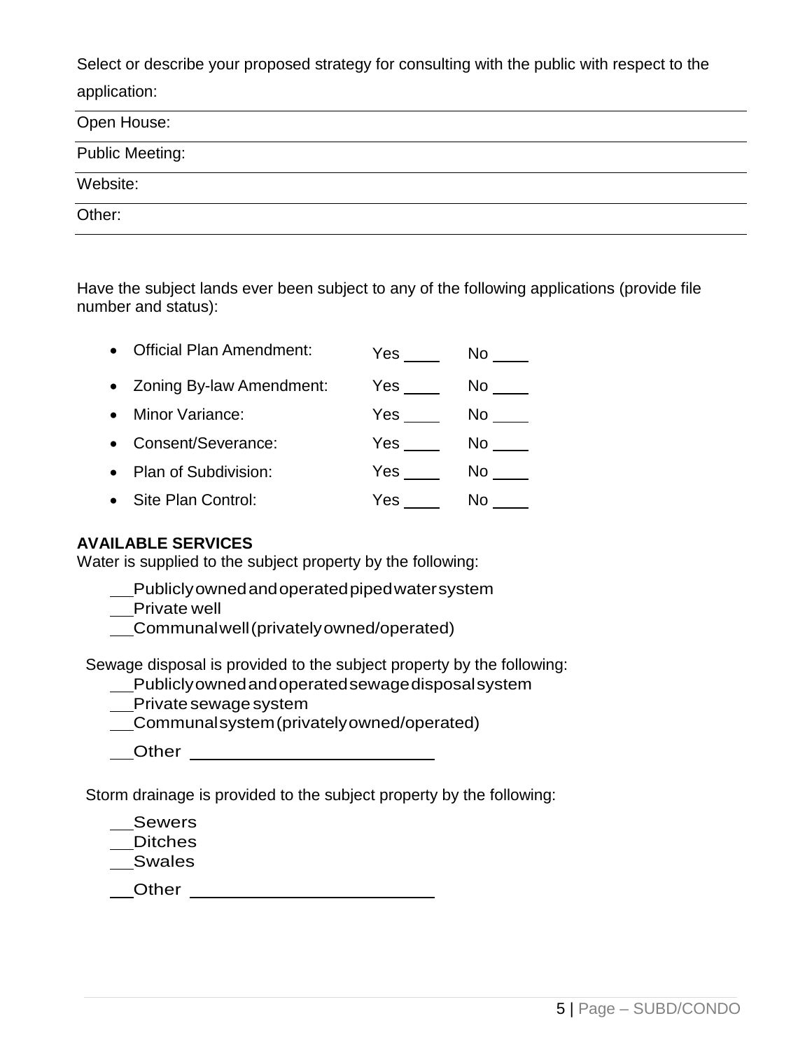Select or describe your proposed strategy for consulting with the public with respect to the application:

| |
|---|
| Open House: |
| Public Meeting: |
| Website: |
| Other: |

Have the subject lands ever been subject to any of the following applications (provide file number and status):

- Official Plan Amendment: Yes ____ No ____
- Zoning By-law Amendment: Yes ____ No ____
- Minor Variance: Yes ____ No ____
- Consent/Severance: Yes ____ No ____
- Plan of Subdivision: Yes ____ No ____
- Site Plan Control: Yes ____ No ____

**AVAILABLE SERVICES**

Water is supplied to the subject property by the following:

__ Publicly owned and operated piped water system
__ Private well
__ Communal well (privately owned/operated)

Sewage disposal is provided to the subject property by the following:

__ Publicly owned and operated sewage disposal system
__ Private sewage system
__ Communal system (privately owned/operated)
__ Other ____________________

Storm drainage is provided to the subject property by the following:

__ Sewers
__ Ditches
__ Swales
__ Other ____________________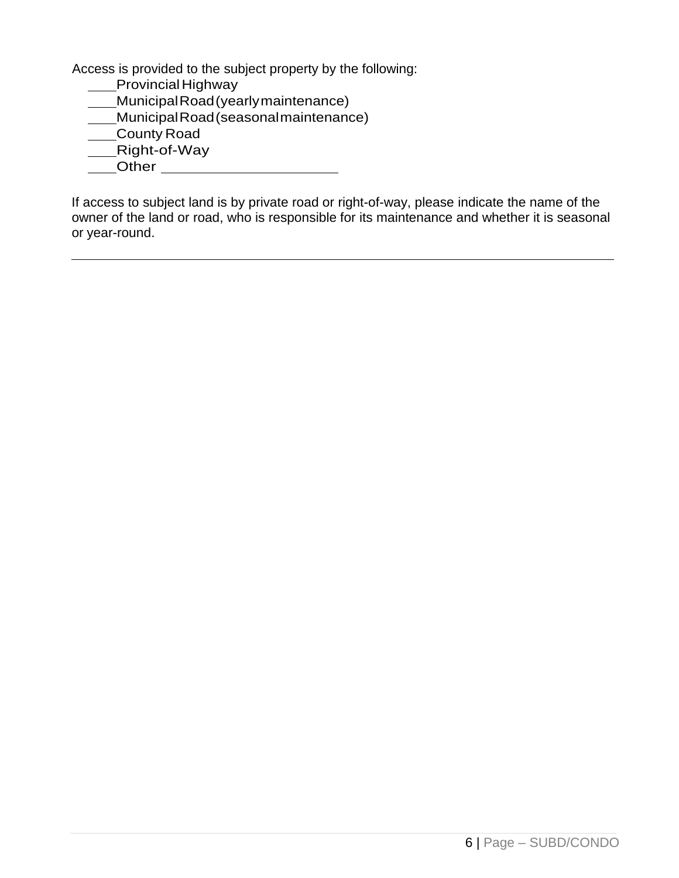Access is provided to the subject property by the following:

____Provincial Highway
____Municipal Road (yearly maintenance)
____Municipal Road (seasonal maintenance)
____County Road
____Right-of-Way
____Other ____________________

If access to subject land is by private road or right-of-way, please indicate the name of the owner of the land or road, who is responsible for its maintenance and whether it is seasonal or year-round.

______________________________________________________________________________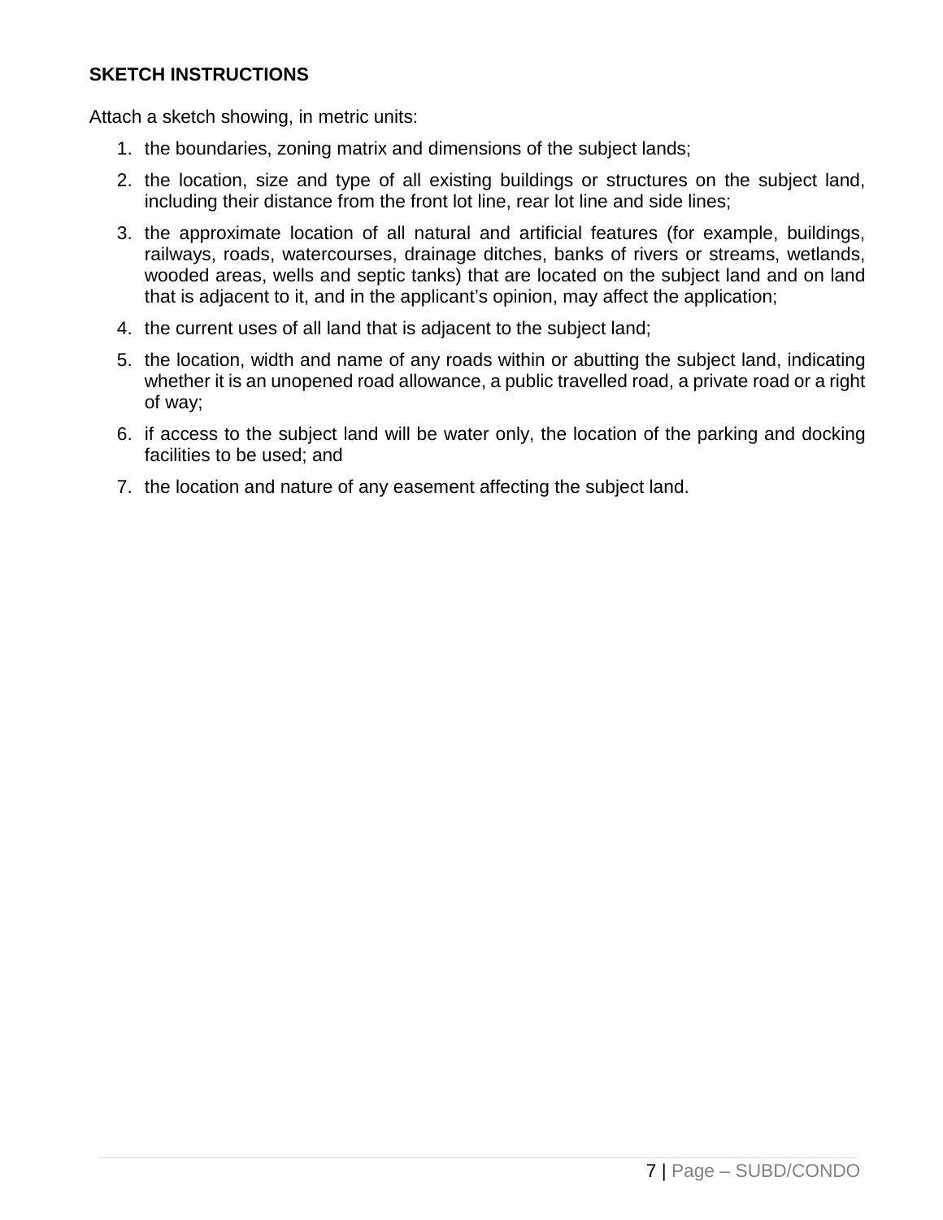**SKETCH INSTRUCTIONS**

Attach a sketch showing, in metric units:

1. the boundaries, zoning matrix and dimensions of the subject lands;
2. the location, size and type of all existing buildings or structures on the subject land, including their distance from the front lot line, rear lot line and side lines;
3. the approximate location of all natural and artificial features (for example, buildings, railways, roads, watercourses, drainage ditches, banks of rivers or streams, wetlands, wooded areas, wells and septic tanks) that are located on the subject land and on land that is adjacent to it, and in the applicant's opinion, may affect the application;
4. the current uses of all land that is adjacent to the subject land;
5. the location, width and name of any roads within or abutting the subject land, indicating whether it is an unopened road allowance, a public travelled road, a private road or a right of way;
6. if access to the subject land will be water only, the location of the parking and docking facilities to be used; and
7. the location and nature of any easement affecting the subject land.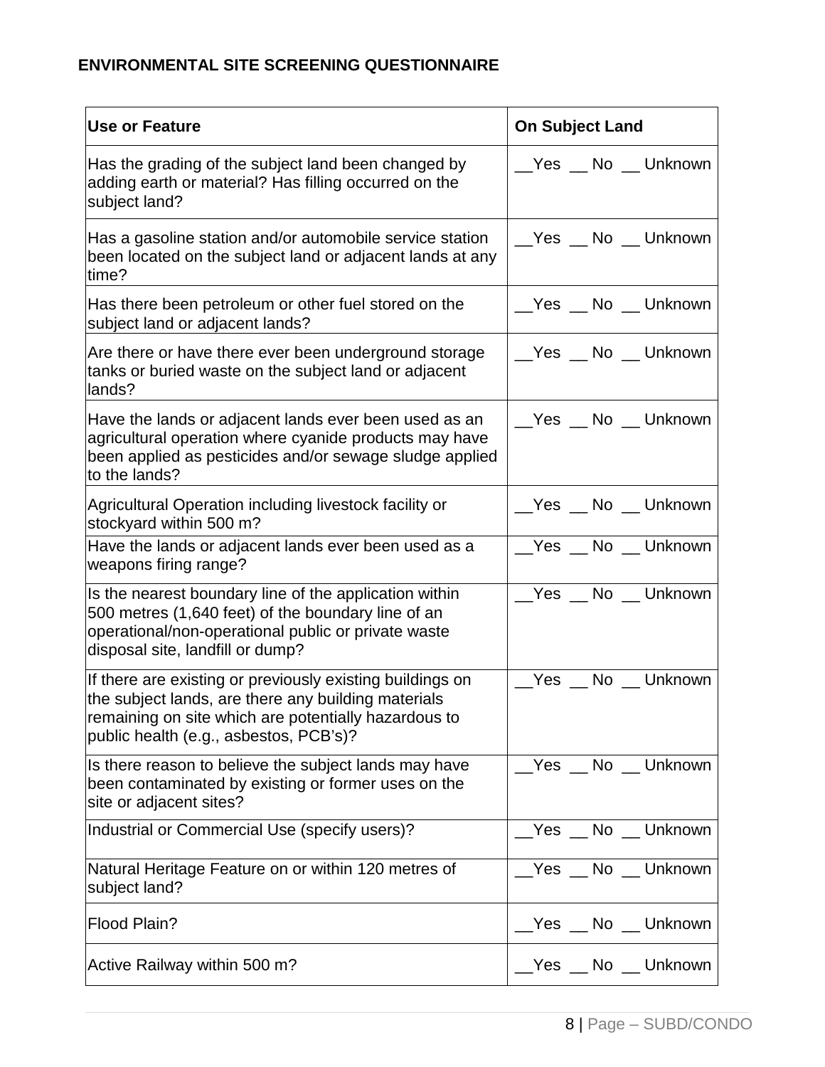**ENVIRONMENTAL SITE SCREENING QUESTIONNAIRE**

| **Use or Feature** | **On Subject Land** |
|---|---|
| Has the grading of the subject land been changed by adding earth or material? Has filling occurred on the subject land? | __Yes __ No __ Unknown |
| Has a gasoline station and/or automobile service station been located on the subject land or adjacent lands at any time? | __Yes __ No __ Unknown |
| Has there been petroleum or other fuel stored on the subject land or adjacent lands? | __Yes __ No __ Unknown |
| Are there or have there ever been underground storage tanks or buried waste on the subject land or adjacent lands? | __Yes __ No __ Unknown |
| Have the lands or adjacent lands ever been used as an agricultural operation where cyanide products may have been applied as pesticides and/or sewage sludge applied to the lands? | __Yes __ No __ Unknown |
| Agricultural Operation including livestock facility or stockyard within 500 m? | __Yes __ No __ Unknown |
| Have the lands or adjacent lands ever been used as a weapons firing range? | __Yes __ No __ Unknown |
| Is the nearest boundary line of the application within 500 metres (1,640 feet) of the boundary line of an operational/non-operational public or private waste disposal site, landfill or dump? | __Yes __ No __ Unknown |
| If there are existing or previously existing buildings on the subject lands, are there any building materials remaining on site which are potentially hazardous to public health (e.g., asbestos, PCB's)? | __Yes __ No __ Unknown |
| Is there reason to believe the subject lands may have been contaminated by existing or former uses on the site or adjacent sites? | __Yes __ No __ Unknown |
| Industrial or Commercial Use (specify users)? | __Yes __ No __ Unknown |
| Natural Heritage Feature on or within 120 metres of subject land? | __Yes __ No __ Unknown |
| Flood Plain? | __Yes __ No __ Unknown |
| Active Railway within 500 m? | __Yes __ No __ Unknown |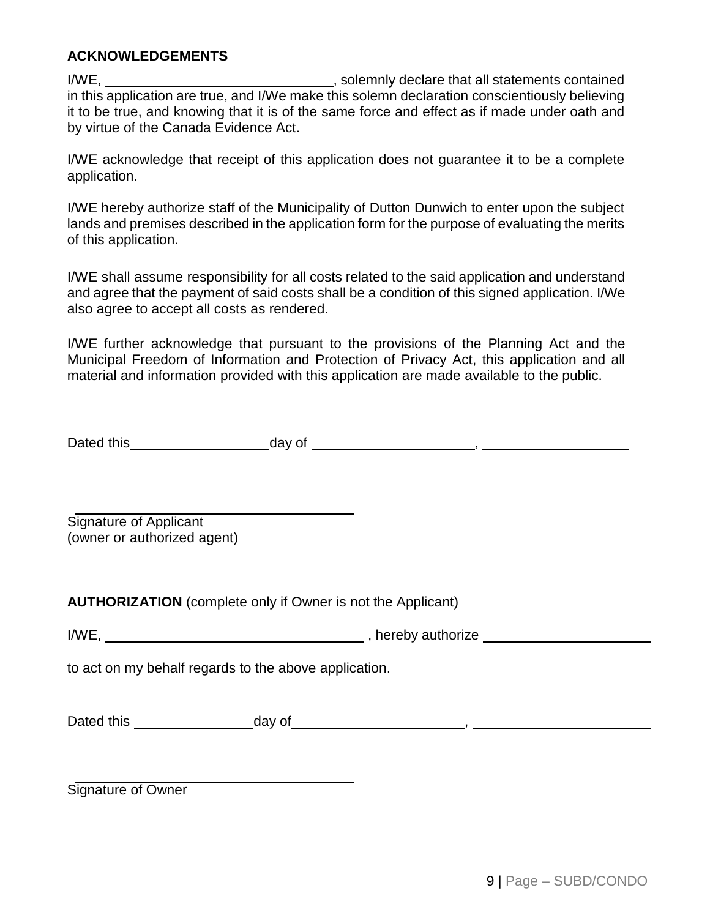**ACKNOWLEDGEMENTS**

I/WE, ______________________________, solemnly declare that all statements contained in this application are true, and I/We make this solemn declaration conscientiously believing it to be true, and knowing that it is of the same force and effect as if made under oath and by virtue of the Canada Evidence Act.

I/WE acknowledge that receipt of this application does not guarantee it to be a complete application.

I/WE hereby authorize staff of the Municipality of Dutton Dunwich to enter upon the subject lands and premises described in the application form for the purpose of evaluating the merits of this application.

I/WE shall assume responsibility for all costs related to the said application and understand and agree that the payment of said costs shall be a condition of this signed application. I/We also agree to accept all costs as rendered.

I/WE further acknowledge that pursuant to the provisions of the Planning Act and the Municipal Freedom of Information and Protection of Privacy Act, this application and all material and information provided with this application are made available to the public.

Dated this __________________ day of _____________________, ____________________

_____________________________________
Signature of Applicant
(owner or authorized agent)

**AUTHORIZATION** (complete only if Owner is not the Applicant)

I/WE, ___________________________________ , hereby authorize ______________________

to act on my behalf regards to the above application.

Dated this ________________ day of _______________________, _______________________

_____________________________________
Signature of Owner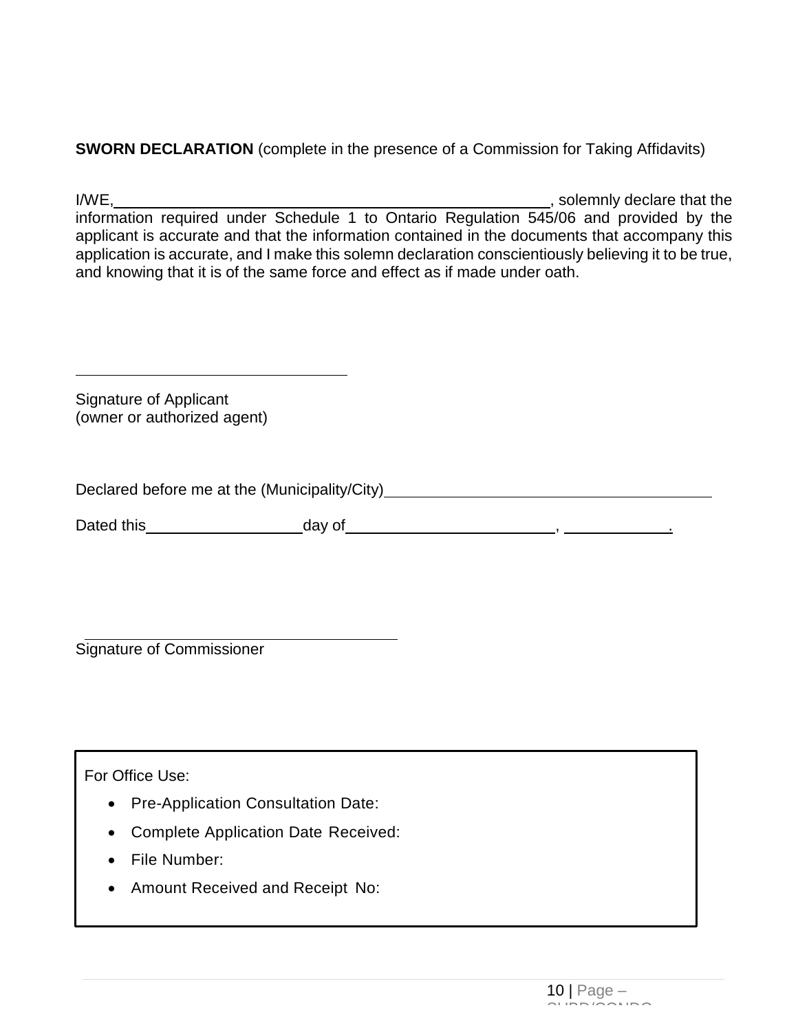**SWORN DECLARATION** (complete in the presence of a Commission for Taking Affidavits)

I/WE, \_\_\_\_\_\_\_\_\_\_\_\_\_\_\_\_\_\_\_\_\_\_\_\_\_\_\_\_\_\_\_\_\_\_\_\_\_\_\_\_\_\_\_\_\_\_\_\_, solemnly declare that the information required under Schedule 1 to Ontario Regulation 545/06 and provided by the applicant is accurate and that the information contained in the documents that accompany this application is accurate, and I make this solemn declaration conscientiously believing it to be true, and knowing that it is of the same force and effect as if made under oath.

\_\_\_\_\_\_\_\_\_\_\_\_\_\_\_\_\_\_\_\_\_\_\_\_\_\_\_\_\_\_\_\_

Signature of Applicant
(owner or authorized agent)

Declared before me at the (Municipality/City) \_\_\_\_\_\_\_\_\_\_\_\_\_\_\_\_\_\_\_\_\_\_\_\_\_\_\_\_\_\_\_\_\_\_\_\_

Dated this \_\_\_\_\_\_\_\_\_\_\_\_\_\_\_\_ day of \_\_\_\_\_\_\_\_\_\_\_\_\_\_\_\_\_\_\_\_\_\_\_\_, \_\_\_\_\_\_\_\_\_\_.

\_\_\_\_\_\_\_\_\_\_\_\_\_\_\_\_\_\_\_\_\_\_\_\_\_\_\_\_\_\_\_\_\_\_\_\_

Signature of Commissioner

For Office Use:

- Pre-Application Consultation Date:
- Complete Application Date Received:
- File Number:
- Amount Received and Receipt No: